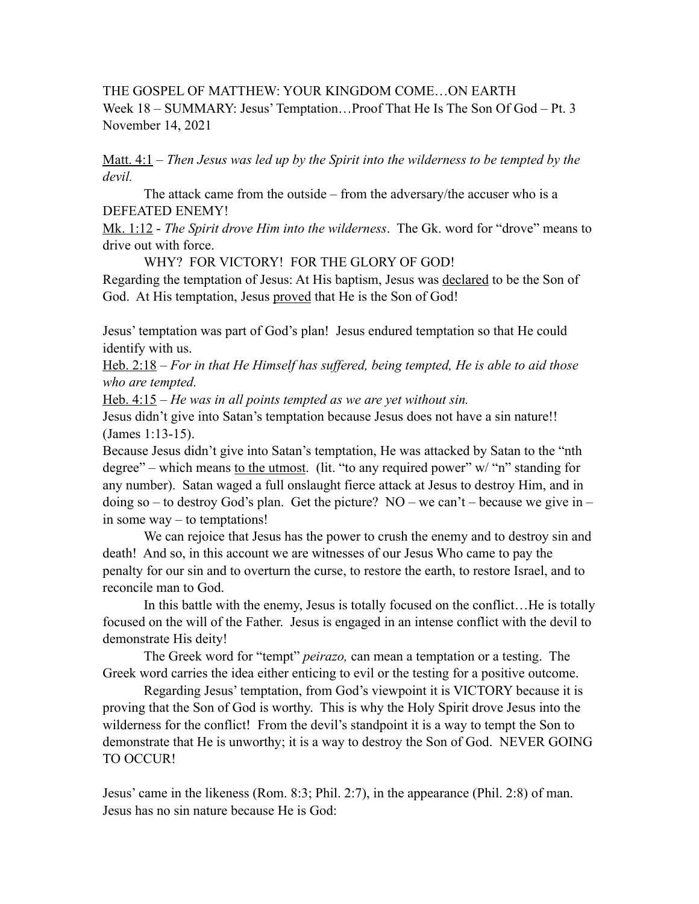THE GOSPEL OF MATTHEW: YOUR KINGDOM COME…ON EARTH
Week 18 – SUMMARY: Jesus' Temptation…Proof That He Is The Son Of God – Pt. 3
November 14, 2021

Matt. 4:1 – *Then Jesus was led up by the Spirit into the wilderness to be tempted by the devil.*

The attack came from the outside – from the adversary/the accuser who is a DEFEATED ENEMY!

Mk. 1:12 - *The Spirit drove Him into the wilderness*. The Gk. word for "drove" means to drive out with force.

WHY? FOR VICTORY! FOR THE GLORY OF GOD!

Regarding the temptation of Jesus: At His baptism, Jesus was declared to be the Son of God. At His temptation, Jesus proved that He is the Son of God!

Jesus' temptation was part of God's plan! Jesus endured temptation so that He could identify with us.

Heb. 2:18 – *For in that He Himself has suffered, being tempted, He is able to aid those who are tempted.*

Heb. 4:15 – *He was in all points tempted as we are yet without sin.*

Jesus didn't give into Satan's temptation because Jesus does not have a sin nature!! (James 1:13-15).

Because Jesus didn't give into Satan's temptation, He was attacked by Satan to the "nth degree" – which means to the utmost. (lit. "to any required power" w/ "n" standing for any number). Satan waged a full onslaught fierce attack at Jesus to destroy Him, and in doing so – to destroy God's plan. Get the picture? NO – we can't – because we give in – in some way – to temptations!

We can rejoice that Jesus has the power to crush the enemy and to destroy sin and death! And so, in this account we are witnesses of our Jesus Who came to pay the penalty for our sin and to overturn the curse, to restore the earth, to restore Israel, and to reconcile man to God.

In this battle with the enemy, Jesus is totally focused on the conflict…He is totally focused on the will of the Father. Jesus is engaged in an intense conflict with the devil to demonstrate His deity!

The Greek word for "tempt" *peirazo,* can mean a temptation or a testing. The Greek word carries the idea either enticing to evil or the testing for a positive outcome.

Regarding Jesus' temptation, from God's viewpoint it is VICTORY because it is proving that the Son of God is worthy. This is why the Holy Spirit drove Jesus into the wilderness for the conflict! From the devil's standpoint it is a way to tempt the Son to demonstrate that He is unworthy; it is a way to destroy the Son of God. NEVER GOING TO OCCUR!

Jesus' came in the likeness (Rom. 8:3; Phil. 2:7), in the appearance (Phil. 2:8) of man. Jesus has no sin nature because He is God: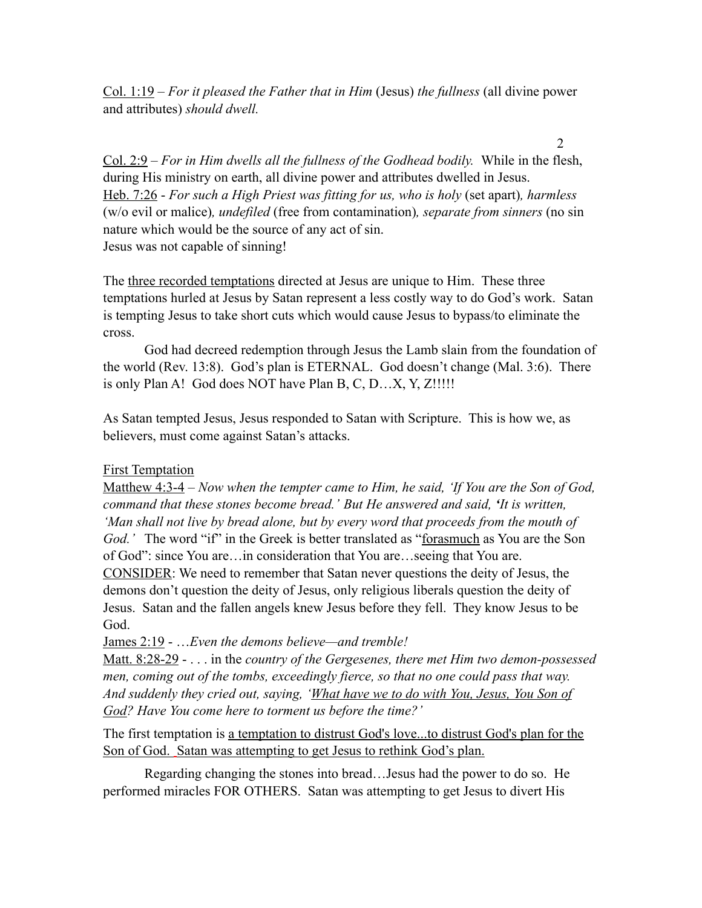<u>Col. 1:19</u> – *For it pleased the Father that in Him* (Jesus) *the fullness* (all divine power and attributes) *should dwell.*

<u>Col. 2:9</u> – *For in Him dwells all the fullness of the Godhead bodily.* While in the flesh, during His ministry on earth, all divine power and attributes dwelled in Jesus.
<u>Heb. 7:26</u> - *For such a High Priest was fitting for us, who is holy* (set apart)*, harmless* (w/o evil or malice)*, undefiled* (free from contamination)*, separate from sinners* (no sin nature which would be the source of any act of sin.
Jesus was not capable of sinning!

The <u>three recorded temptations</u> directed at Jesus are unique to Him. These three temptations hurled at Jesus by Satan represent a less costly way to do God's work. Satan is tempting Jesus to take short cuts which would cause Jesus to bypass/to eliminate the cross.

God had decreed redemption through Jesus the Lamb slain from the foundation of the world (Rev. 13:8). God's plan is ETERNAL. God doesn't change (Mal. 3:6). There is only Plan A! God does NOT have Plan B, C, D…X, Y, Z!!!!!

As Satan tempted Jesus, Jesus responded to Satan with Scripture. This is how we, as believers, must come against Satan's attacks.

<u>First Temptation</u>
<u>Matthew 4:3-4</u> – *Now when the tempter came to Him, he said, 'If You are the Son of God, command that these stones become bread.' But He answered and said, 'It is written, 'Man shall not live by bread alone, but by every word that proceeds from the mouth of God.'* The word "if" in the Greek is better translated as "<u>forasmuch</u> as You are the Son of God": since You are…in consideration that You are…seeing that You are.
<u>CONSIDER</u>: We need to remember that Satan never questions the deity of Jesus, the demons don't question the deity of Jesus, only religious liberals question the deity of Jesus. Satan and the fallen angels knew Jesus before they fell. They know Jesus to be God.
<u>James 2:19</u> - …*Even the demons believe—and tremble!*
<u>Matt. 8:28-29</u> - . . . in the *country of the Gergesenes, there met Him two demon-possessed men, coming out of the tombs, exceedingly fierce, so that no one could pass that way. And suddenly they cried out, saying, '<u>What have we to do with You, Jesus, You Son of God</u>? Have You come here to torment us before the time?'*

The first temptation is <u>a temptation to distrust God's love...to distrust God's plan for the Son of God. Satan was attempting to get Jesus to rethink God's plan.</u>

Regarding changing the stones into bread…Jesus had the power to do so. He performed miracles FOR OTHERS. Satan was attempting to get Jesus to divert His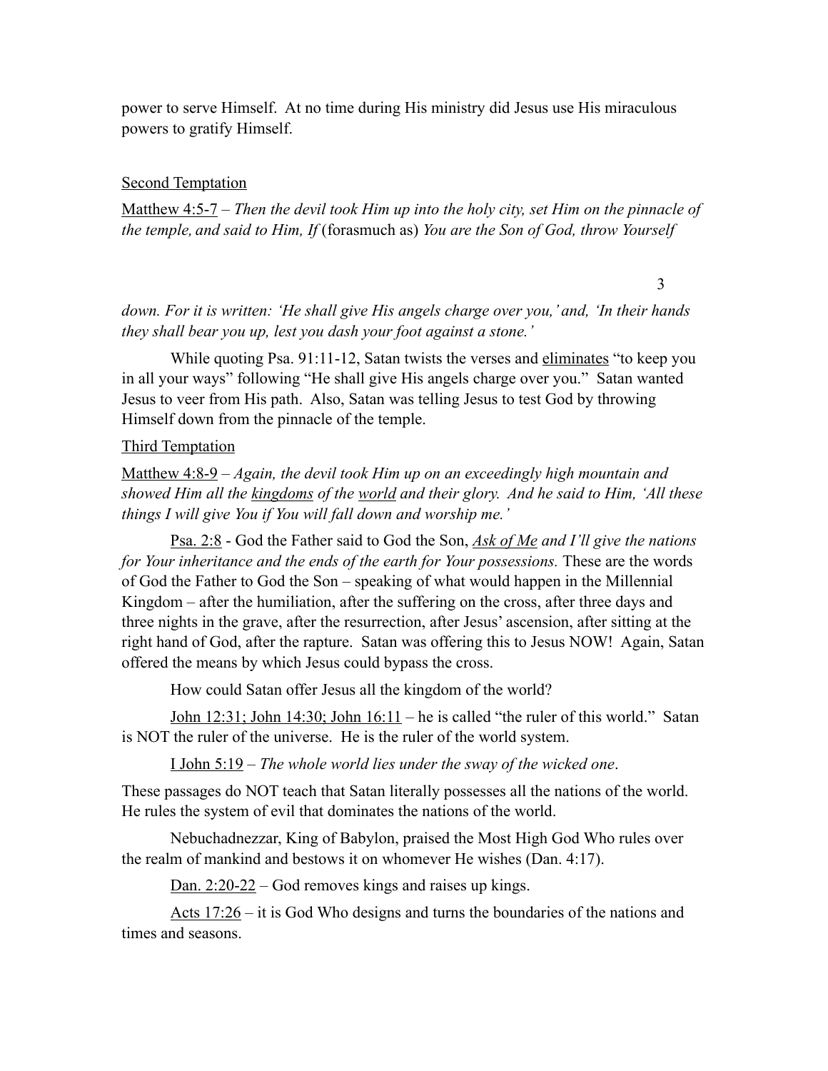power to serve Himself. At no time during His ministry did Jesus use His miraculous powers to gratify Himself.

<u>Second Temptation</u>

<u>Matthew 4:5-7</u> – *Then the devil took Him up into the holy city, set Him on the pinnacle of the temple, and said to Him, If* (forasmuch as) *You are the Son of God, throw Yourself down. For it is written: 'He shall give His angels charge over you,' and, 'In their hands they shall bear you up, lest you dash your foot against a stone.'*

While quoting Psa. 91:11-12, Satan twists the verses and <u>eliminates</u> "to keep you in all your ways" following "He shall give His angels charge over you." Satan wanted Jesus to veer from His path. Also, Satan was telling Jesus to test God by throwing Himself down from the pinnacle of the temple.

<u>Third Temptation</u>

<u>Matthew 4:8-9</u> – *Again, the devil took Him up on an exceedingly high mountain and showed Him all the <u>kingdoms</u> of the <u>world</u> and their glory. And he said to Him, 'All these things I will give You if You will fall down and worship me.'*

<u>Psa. 2:8</u> - God the Father said to God the Son, *<u>Ask of Me</u> and I'll give the nations for Your inheritance and the ends of the earth for Your possessions.* These are the words of God the Father to God the Son – speaking of what would happen in the Millennial Kingdom – after the humiliation, after the suffering on the cross, after three days and three nights in the grave, after the resurrection, after Jesus' ascension, after sitting at the right hand of God, after the rapture. Satan was offering this to Jesus NOW! Again, Satan offered the means by which Jesus could bypass the cross.

How could Satan offer Jesus all the kingdom of the world?

<u>John 12:31; John 14:30; John 16:11</u> – he is called "the ruler of this world." Satan is NOT the ruler of the universe. He is the ruler of the world system.

<u>I John 5:19</u> – *The whole world lies under the sway of the wicked one*.

These passages do NOT teach that Satan literally possesses all the nations of the world. He rules the system of evil that dominates the nations of the world.

Nebuchadnezzar, King of Babylon, praised the Most High God Who rules over the realm of mankind and bestows it on whomever He wishes (Dan. 4:17).

<u>Dan. 2:20-22</u> – God removes kings and raises up kings.

<u>Acts 17:26</u> – it is God Who designs and turns the boundaries of the nations and times and seasons.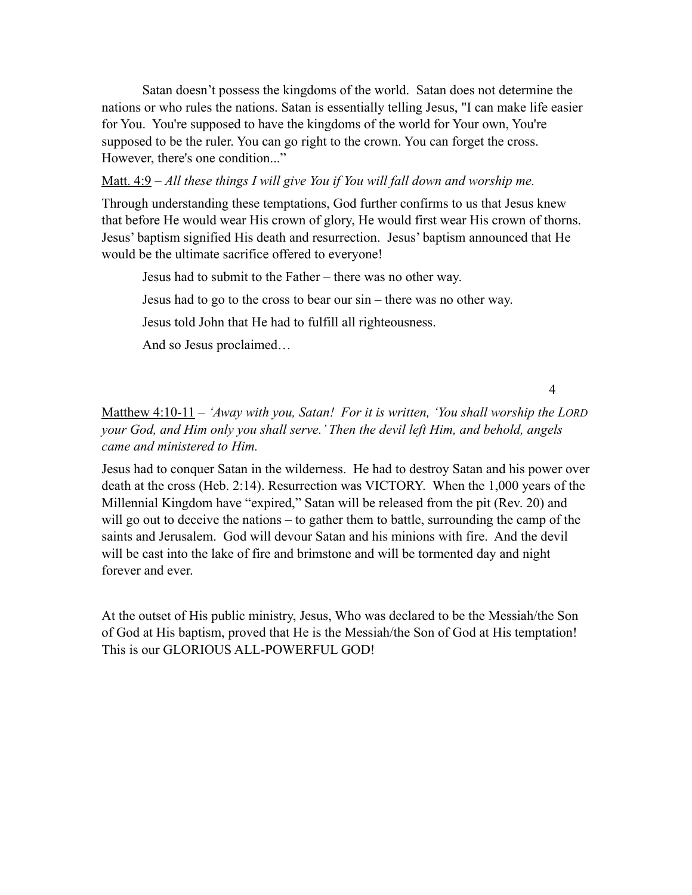Satan doesn't possess the kingdoms of the world. Satan does not determine the nations or who rules the nations. Satan is essentially telling Jesus, "I can make life easier for You. You're supposed to have the kingdoms of the world for Your own, You're supposed to be the ruler. You can go right to the crown. You can forget the cross. However, there's one condition..."

<u>Matt. 4:9</u> – *All these things I will give You if You will fall down and worship me.*

Through understanding these temptations, God further confirms to us that Jesus knew that before He would wear His crown of glory, He would first wear His crown of thorns. Jesus' baptism signified His death and resurrection. Jesus' baptism announced that He would be the ultimate sacrifice offered to everyone!

Jesus had to submit to the Father – there was no other way.

Jesus had to go to the cross to bear our sin – there was no other way.

Jesus told John that He had to fulfill all righteousness.

And so Jesus proclaimed…

<u>Matthew 4:10-11</u> – *'Away with you, Satan! For it is written, 'You shall worship the LORD your God, and Him only you shall serve.' Then the devil left Him, and behold, angels came and ministered to Him.*

Jesus had to conquer Satan in the wilderness. He had to destroy Satan and his power over death at the cross (Heb. 2:14). Resurrection was VICTORY. When the 1,000 years of the Millennial Kingdom have "expired," Satan will be released from the pit (Rev. 20) and will go out to deceive the nations – to gather them to battle, surrounding the camp of the saints and Jerusalem. God will devour Satan and his minions with fire. And the devil will be cast into the lake of fire and brimstone and will be tormented day and night forever and ever.

At the outset of His public ministry, Jesus, Who was declared to be the Messiah/the Son of God at His baptism, proved that He is the Messiah/the Son of God at His temptation! This is our GLORIOUS ALL-POWERFUL GOD!